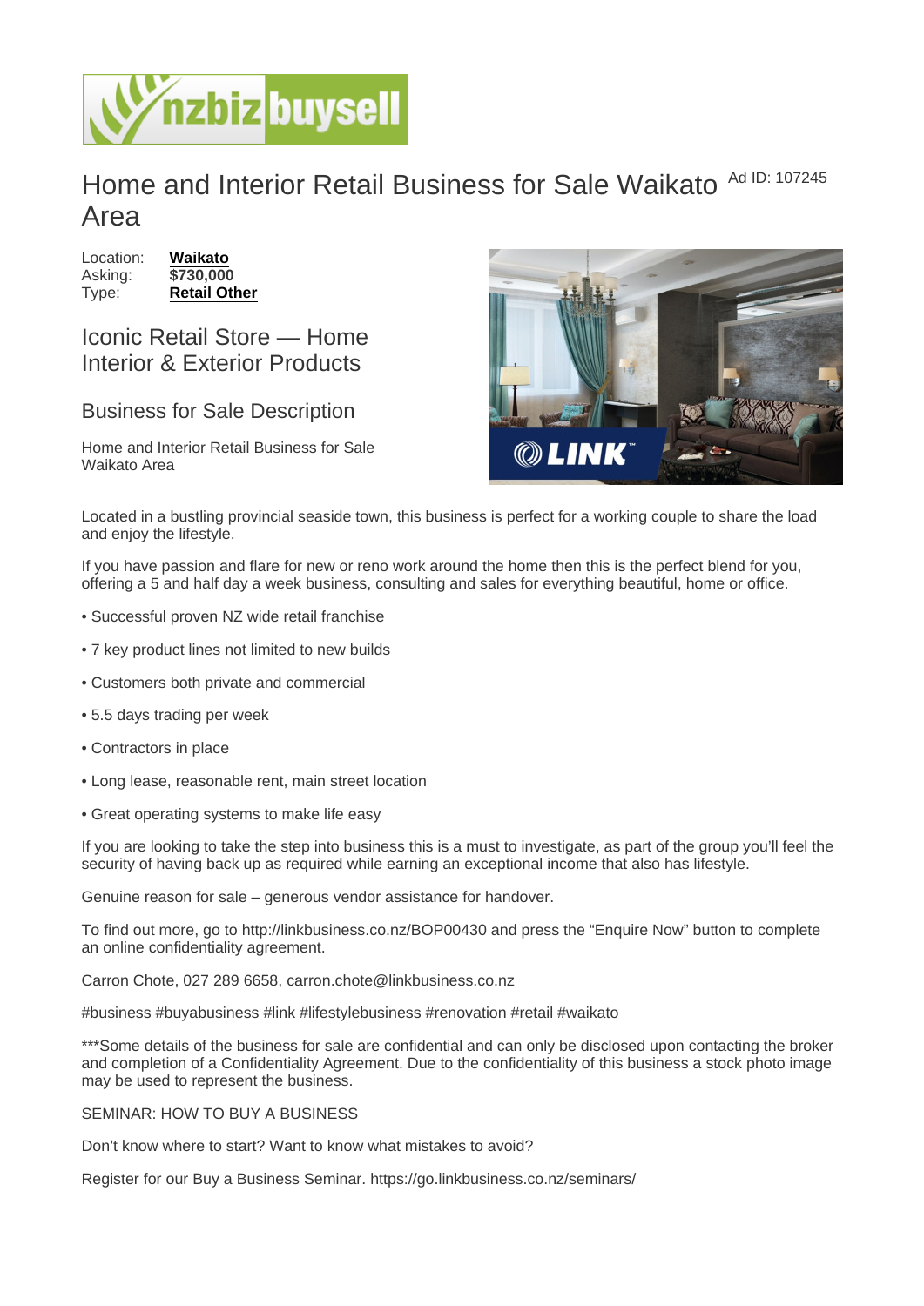# Home and Interior Retail Business for Sale Waikato Area

Ad ID: 107245

Location: **Waikato**
Asking: **$730,000**
Type: **Retail Other**

## Iconic Retail Store — Home Interior & Exterior Products

### Business for Sale Description

Home and Interior Retail Business for Sale Waikato Area

Located in a bustling provincial seaside town, this business is perfect for a working couple to share the load and enjoy the lifestyle.

If you have passion and flare for new or reno work around the home then this is the perfect blend for you, offering a 5 and half day a week business, consulting and sales for everything beautiful, home or office.

- Successful proven NZ wide retail franchise
- 7 key product lines not limited to new builds
- Customers both private and commercial
- 5.5 days trading per week
- Contractors in place
- Long lease, reasonable rent, main street location
- Great operating systems to make life easy

If you are looking to take the step into business this is a must to investigate, as part of the group you'll feel the security of having back up as required while earning an exceptional income that also has lifestyle.

Genuine reason for sale – generous vendor assistance for handover.

To find out more, go to http://linkbusiness.co.nz/BOP00430 and press the "Enquire Now" button to complete an online confidentiality agreement.

Carron Chote, 027 289 6658, carron.chote@linkbusiness.co.nz

#business #buyabusiness #link #lifestylebusiness #renovation #retail #waikato

***Some details of the business for sale are confidential and can only be disclosed upon contacting the broker and completion of a Confidentiality Agreement. Due to the confidentiality of this business a stock photo image may be used to represent the business.

SEMINAR: HOW TO BUY A BUSINESS

Don't know where to start? Want to know what mistakes to avoid?

Register for our Buy a Business Seminar. https://go.linkbusiness.co.nz/seminars/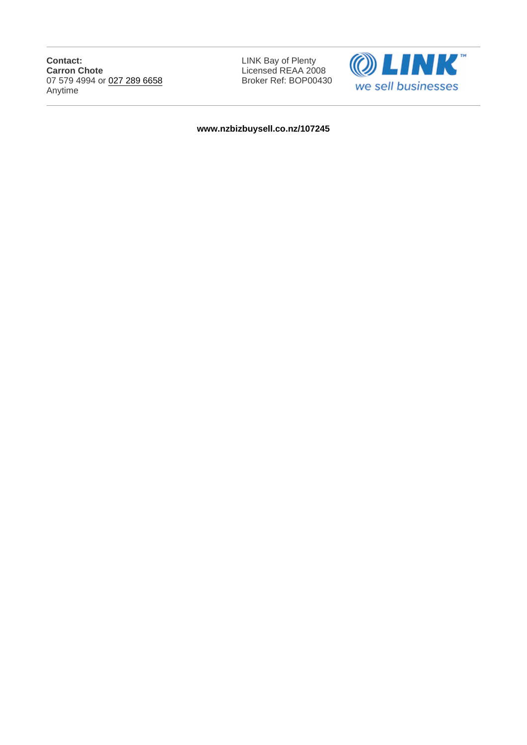**Contact:**
**Carron Chote**
07 579 4994 or 027 289 6658
Anytime

LINK Bay of Plenty
Licensed REAA 2008
Broker Ref: BOP00430

LINK
we sell businesses

**www.nzbizbuysell.co.nz/107245**